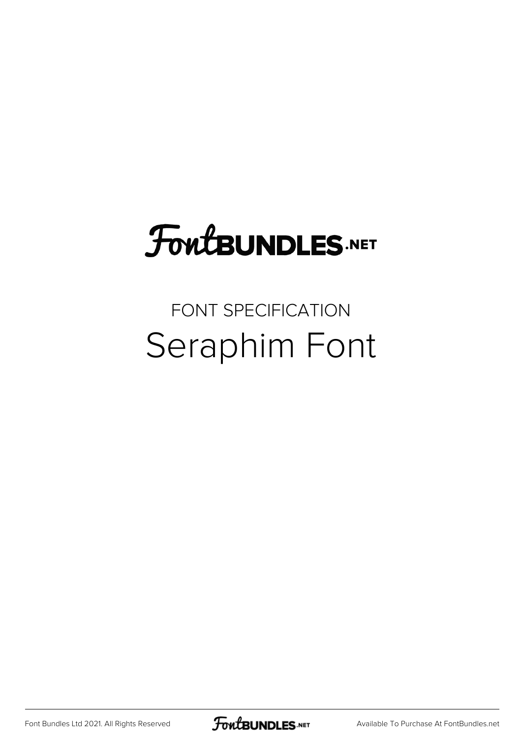# FontBUNDLES.NET

FONT SPECIFICATION

## Seraphim Font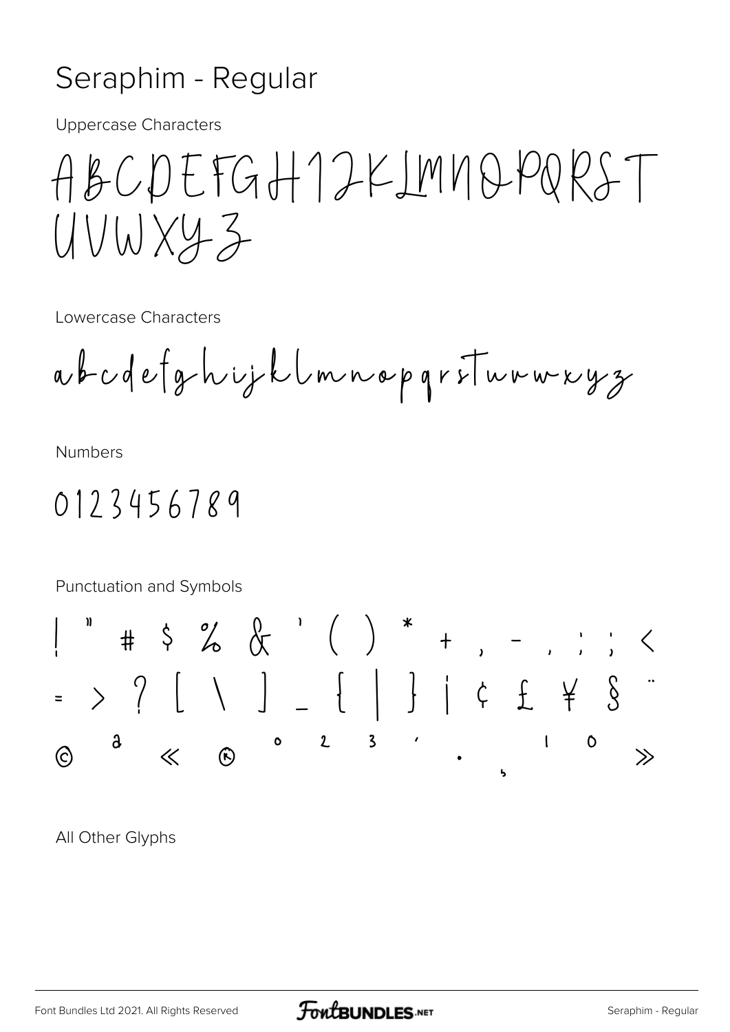# Seraphim - Regular

Uppercase Characters

ABCDEFGHIJKLMNOPQRST
UVWXYZ

Lowercase Characters

abcdefghijklmnopqrstuvwxyz

Numbers

0123456789

Punctuation and Symbols

! " # $ % & ' ( ) * + , - . : ; <
= > ? [ \ ] _ { | } ¡ ¢ £ ¥ § ¨
© ª « ® ° ² ³ ´ · ¸ ¹ º »

All Other Glyphs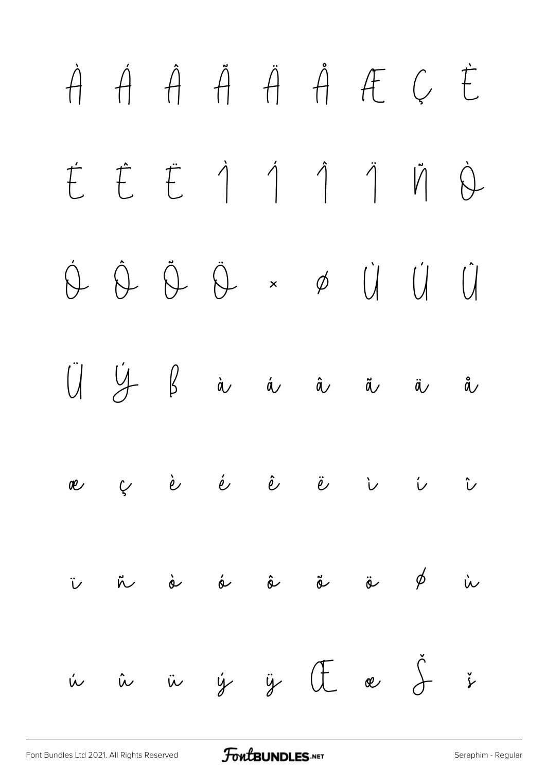À Á Â Ã Ä Å Æ Ç È

É Ê Ë Ì Í Î Ï Ñ Ò

Ó Ô Õ Ö × Ø Ù Ú Û

Ü Ý ß à á â ã ä å

æ ç è é ê ë ì í î

ï ñ ò ó ô õ ö ø ù

ú û ü ý ÿ Œ œ Š š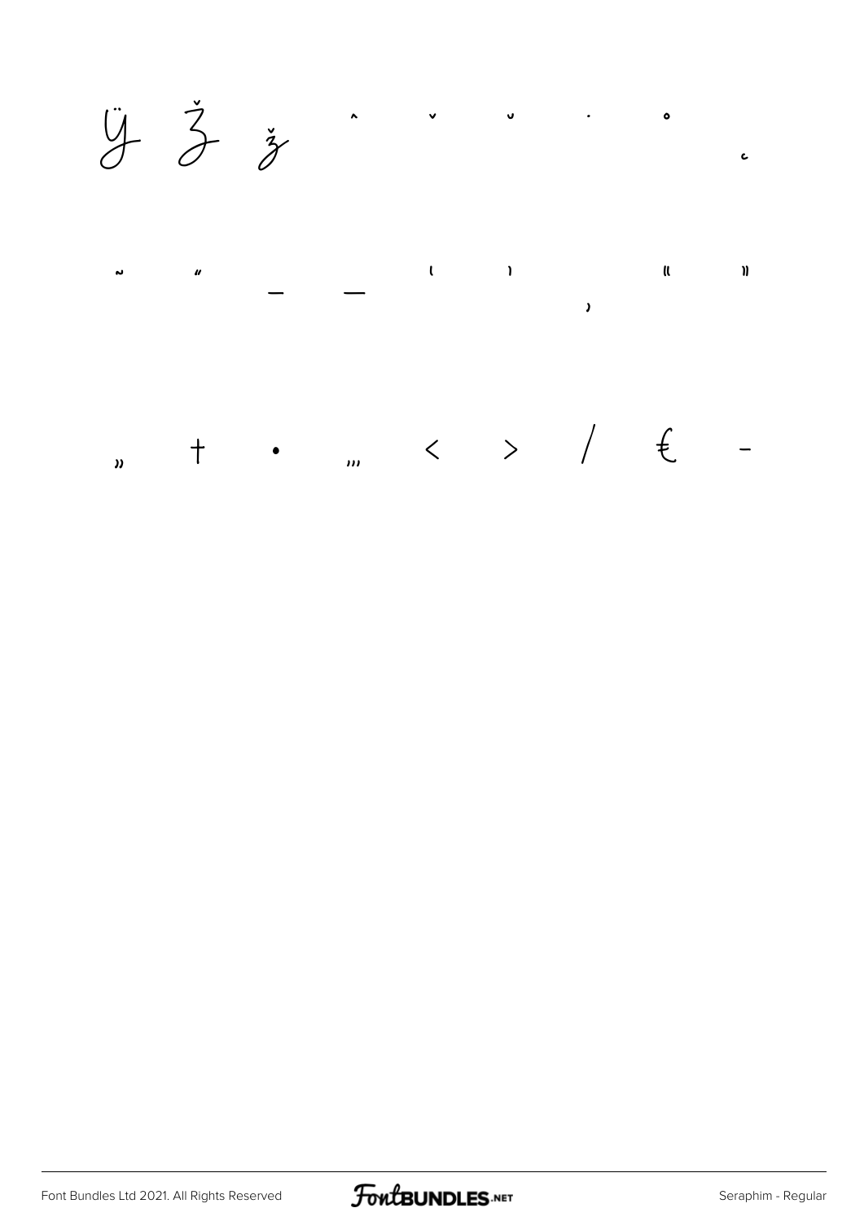ÿ Ž ž ˆ ˇ ˘ ˙ ˚ ¸

˜ ˝ – — ' ' ‚ " "

„ † • … ‹ › ⁄ € −